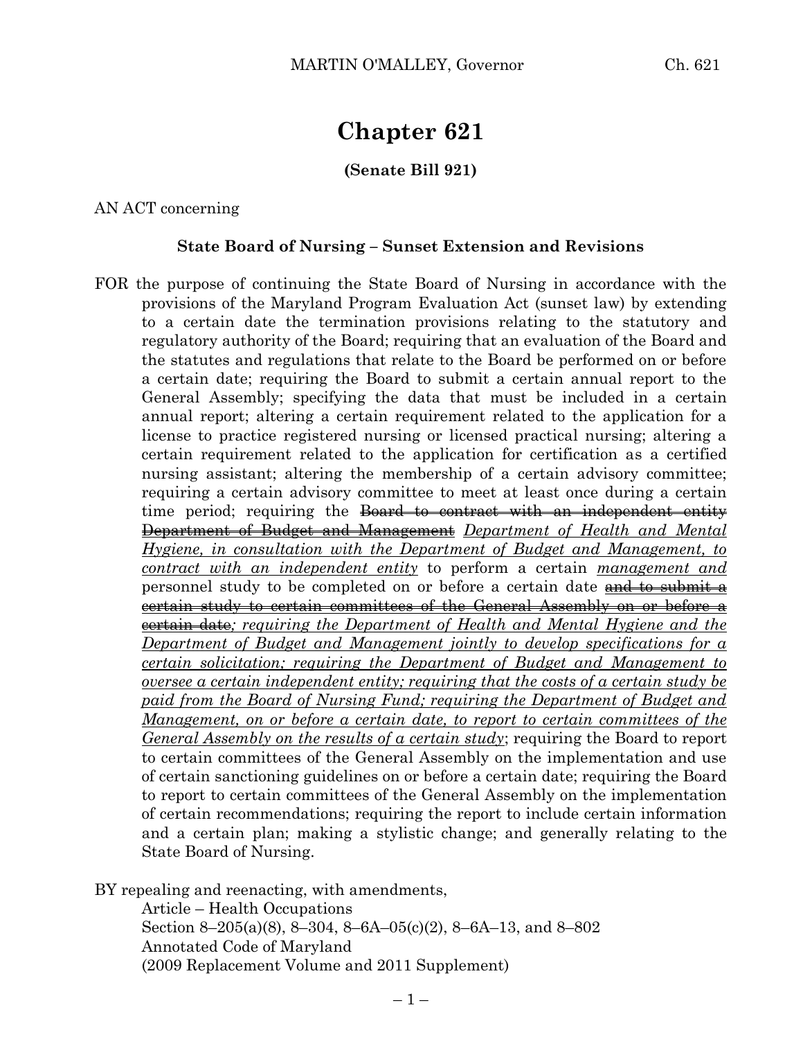# Chapter 621

**(Senate Bill 921)**

AN ACT concerning

**State Board of Nursing – Sunset Extension and Revisions**

FOR the purpose of continuing the State Board of Nursing in accordance with the provisions of the Maryland Program Evaluation Act (sunset law) by extending to a certain date the termination provisions relating to the statutory and regulatory authority of the Board; requiring that an evaluation of the Board and the statutes and regulations that relate to the Board be performed on or before a certain date; requiring the Board to submit a certain annual report to the General Assembly; specifying the data that must be included in a certain annual report; altering a certain requirement related to the application for a license to practice registered nursing or licensed practical nursing; altering a certain requirement related to the application for certification as a certified nursing assistant; altering the membership of a certain advisory committee; requiring a certain advisory committee to meet at least once during a certain time period; requiring the ~~Board to contract with an independent entity~~ ~~Department of Budget and Management~~ *Department of Health and Mental Hygiene, in consultation with the Department of Budget and Management, to contract with an independent entity* to perform a certain *management and* personnel study to be completed on or before a certain date ~~and to submit a certain study to certain committees of the General Assembly on or before a certain date~~*; requiring the Department of Health and Mental Hygiene and the Department of Budget and Management jointly to develop specifications for a certain solicitation; requiring the Department of Budget and Management to oversee a certain independent entity; requiring that the costs of a certain study be paid from the Board of Nursing Fund; requiring the Department of Budget and Management, on or before a certain date, to report to certain committees of the General Assembly on the results of a certain study*; requiring the Board to report to certain committees of the General Assembly on the implementation and use of certain sanctioning guidelines on or before a certain date; requiring the Board to report to certain committees of the General Assembly on the implementation of certain recommendations; requiring the report to include certain information and a certain plan; making a stylistic change; and generally relating to the State Board of Nursing.

BY repealing and reenacting, with amendments,
Article – Health Occupations
Section 8–205(a)(8), 8–304, 8–6A–05(c)(2), 8–6A–13, and 8–802
Annotated Code of Maryland
(2009 Replacement Volume and 2011 Supplement)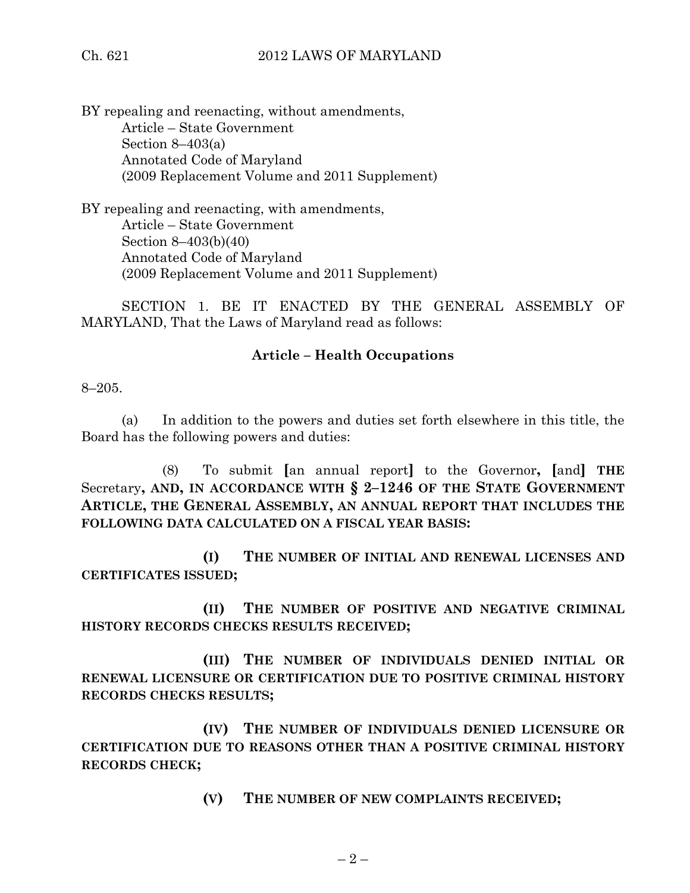BY repealing and reenacting, without amendments,
Article – State Government
Section 8–403(a)
Annotated Code of Maryland
(2009 Replacement Volume and 2011 Supplement)

BY repealing and reenacting, with amendments,
Article – State Government
Section 8–403(b)(40)
Annotated Code of Maryland
(2009 Replacement Volume and 2011 Supplement)

SECTION 1. BE IT ENACTED BY THE GENERAL ASSEMBLY OF MARYLAND, That the Laws of Maryland read as follows:

**Article – Health Occupations**

8–205.

(a) In addition to the powers and duties set forth elsewhere in this title, the Board has the following powers and duties:

(8) To submit **[**an annual report**]** to the Governor**, [**and**]** **THE** Secretary**, AND, IN ACCORDANCE WITH § 2–1246 OF THE STATE GOVERNMENT ARTICLE, THE GENERAL ASSEMBLY, AN ANNUAL REPORT THAT INCLUDES THE FOLLOWING DATA CALCULATED ON A FISCAL YEAR BASIS:**

**(I) THE NUMBER OF INITIAL AND RENEWAL LICENSES AND CERTIFICATES ISSUED;**

**(II) THE NUMBER OF POSITIVE AND NEGATIVE CRIMINAL HISTORY RECORDS CHECKS RESULTS RECEIVED;**

**(III) THE NUMBER OF INDIVIDUALS DENIED INITIAL OR RENEWAL LICENSURE OR CERTIFICATION DUE TO POSITIVE CRIMINAL HISTORY RECORDS CHECKS RESULTS;**

**(IV) THE NUMBER OF INDIVIDUALS DENIED LICENSURE OR CERTIFICATION DUE TO REASONS OTHER THAN A POSITIVE CRIMINAL HISTORY RECORDS CHECK;**

**(V) THE NUMBER OF NEW COMPLAINTS RECEIVED;**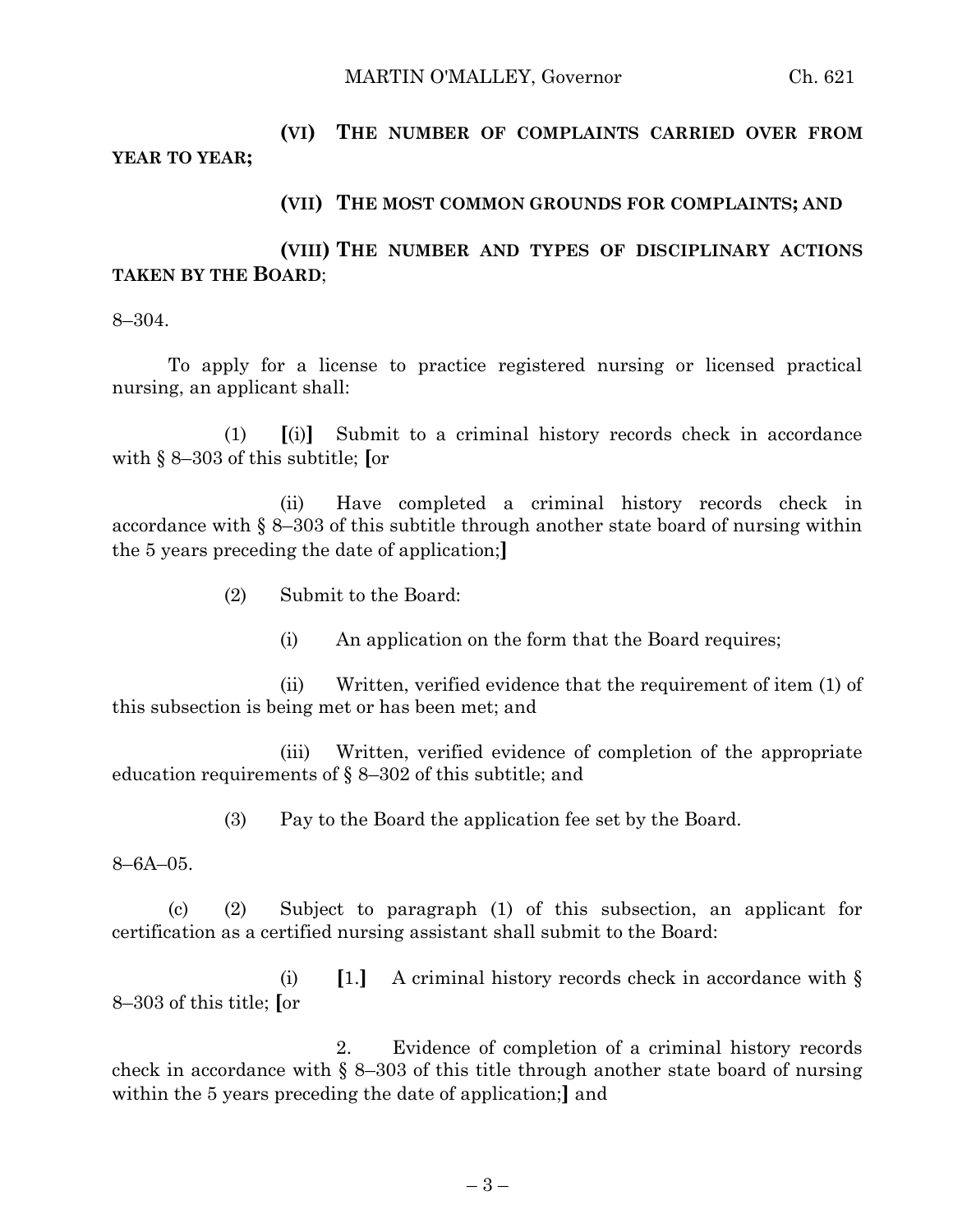**(VI) THE NUMBER OF COMPLAINTS CARRIED OVER FROM YEAR TO YEAR;**

**(VII) THE MOST COMMON GROUNDS FOR COMPLAINTS; AND**

**(VIII) THE NUMBER AND TYPES OF DISCIPLINARY ACTIONS TAKEN BY THE BOARD**;

8–304.

To apply for a license to practice registered nursing or licensed practical nursing, an applicant shall:

(1) **[**(i)**]** Submit to a criminal history records check in accordance with § 8–303 of this subtitle; **[**or

(ii) Have completed a criminal history records check in accordance with § 8–303 of this subtitle through another state board of nursing within the 5 years preceding the date of application;**]**

(2) Submit to the Board:

(i) An application on the form that the Board requires;

(ii) Written, verified evidence that the requirement of item (1) of this subsection is being met or has been met; and

(iii) Written, verified evidence of completion of the appropriate education requirements of § 8–302 of this subtitle; and

(3) Pay to the Board the application fee set by the Board.

8–6A–05.

(c) (2) Subject to paragraph (1) of this subsection, an applicant for certification as a certified nursing assistant shall submit to the Board:

(i) **[**1.**]** A criminal history records check in accordance with § 8–303 of this title; **[**or

2. Evidence of completion of a criminal history records check in accordance with § 8–303 of this title through another state board of nursing within the 5 years preceding the date of application;**]** and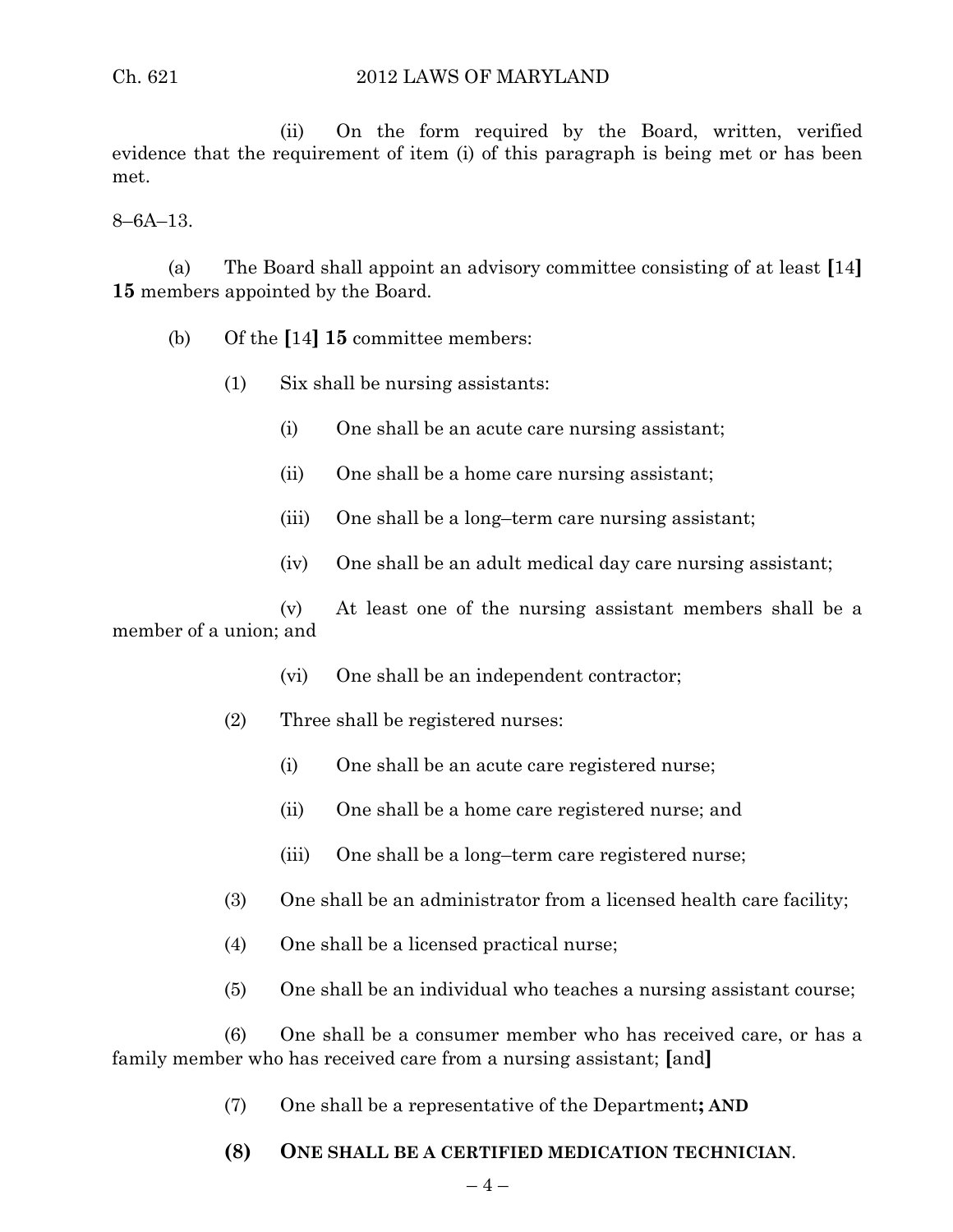(ii) On the form required by the Board, written, verified evidence that the requirement of item (i) of this paragraph is being met or has been met.

8–6A–13.

(a) The Board shall appoint an advisory committee consisting of at least [14] **15** members appointed by the Board.

(b) Of the [14] **15** committee members:

(1) Six shall be nursing assistants:

(i) One shall be an acute care nursing assistant;

(ii) One shall be a home care nursing assistant;

(iii) One shall be a long–term care nursing assistant;

(iv) One shall be an adult medical day care nursing assistant;

(v) At least one of the nursing assistant members shall be a member of a union; and

(vi) One shall be an independent contractor;

(2) Three shall be registered nurses:

(i) One shall be an acute care registered nurse;

(ii) One shall be a home care registered nurse; and

(iii) One shall be a long–term care registered nurse;

(3) One shall be an administrator from a licensed health care facility;

(4) One shall be a licensed practical nurse;

(5) One shall be an individual who teaches a nursing assistant course;

(6) One shall be a consumer member who has received care, or has a family member who has received care from a nursing assistant; [and]

(7) One shall be a representative of the Department**; AND**

**(8) ONE SHALL BE A CERTIFIED MEDICATION TECHNICIAN**.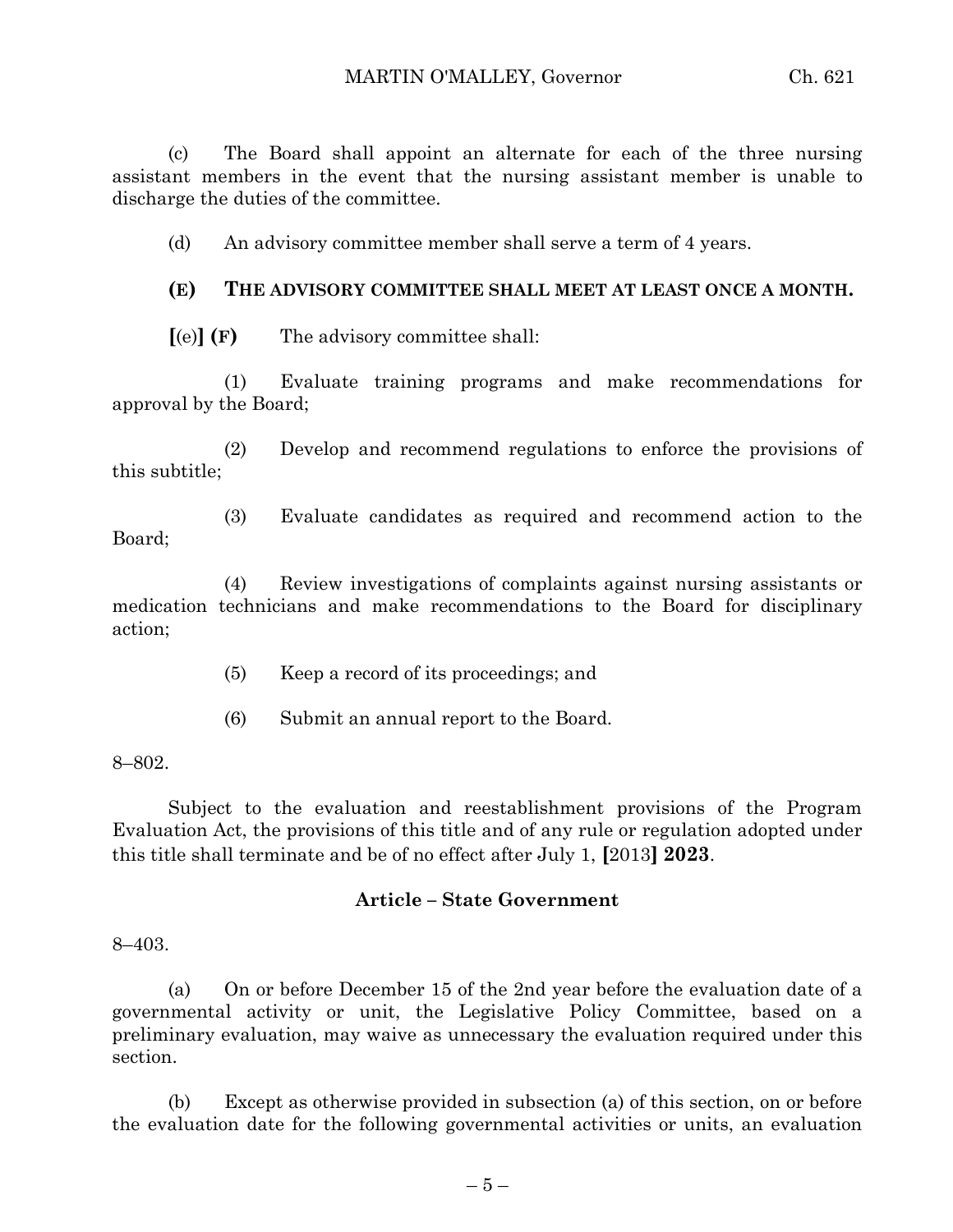(c) The Board shall appoint an alternate for each of the three nursing assistant members in the event that the nursing assistant member is unable to discharge the duties of the committee.

(d) An advisory committee member shall serve a term of 4 years.

**(E) THE ADVISORY COMMITTEE SHALL MEET AT LEAST ONCE A MONTH.**

**[**(e)**] (F)** The advisory committee shall:

(1) Evaluate training programs and make recommendations for approval by the Board;

(2) Develop and recommend regulations to enforce the provisions of this subtitle;

(3) Evaluate candidates as required and recommend action to the Board;

(4) Review investigations of complaints against nursing assistants or medication technicians and make recommendations to the Board for disciplinary action;

(5) Keep a record of its proceedings; and

(6) Submit an annual report to the Board.

8–802.

Subject to the evaluation and reestablishment provisions of the Program Evaluation Act, the provisions of this title and of any rule or regulation adopted under this title shall terminate and be of no effect after July 1, **[**2013**] 2023**.

**Article – State Government**

8–403.

(a) On or before December 15 of the 2nd year before the evaluation date of a governmental activity or unit, the Legislative Policy Committee, based on a preliminary evaluation, may waive as unnecessary the evaluation required under this section.

(b) Except as otherwise provided in subsection (a) of this section, on or before the evaluation date for the following governmental activities or units, an evaluation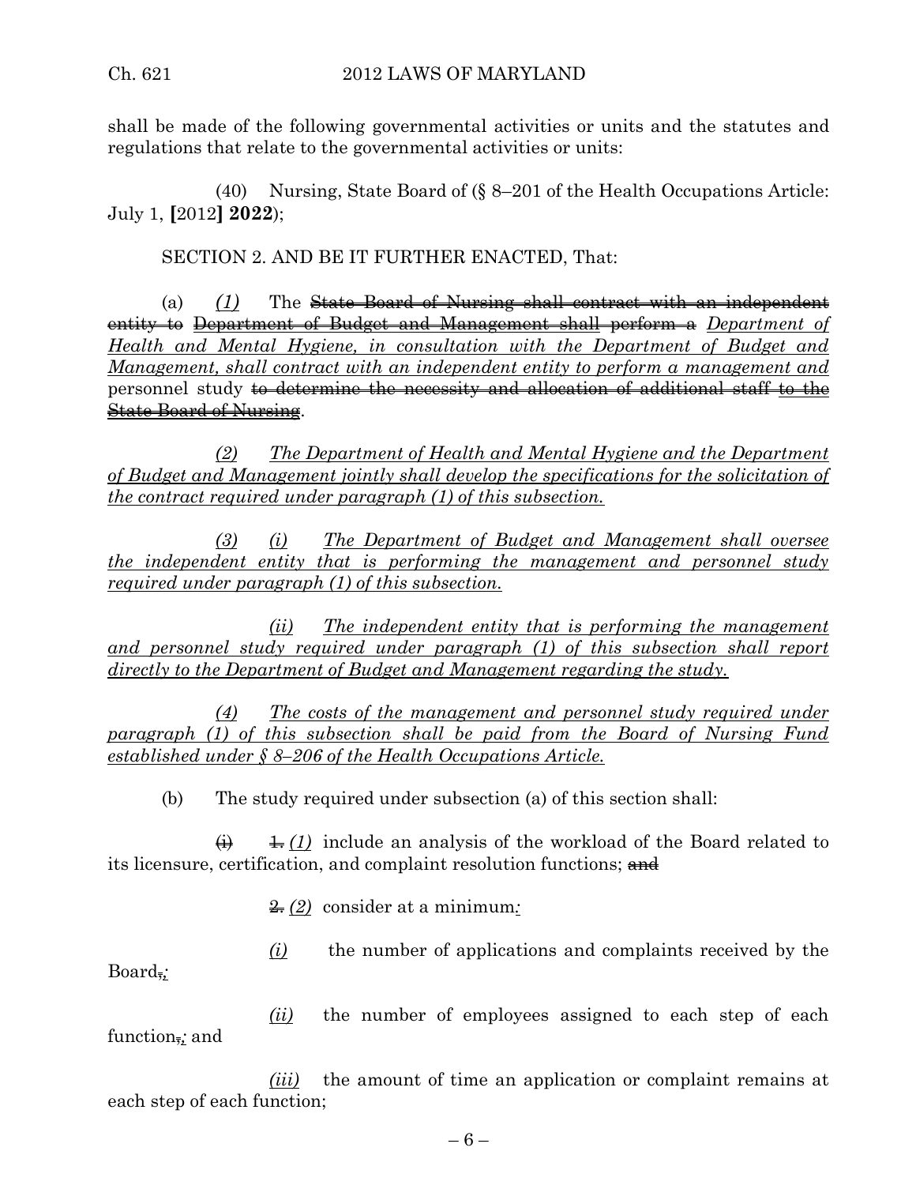shall be made of the following governmental activities or units and the statutes and regulations that relate to the governmental activities or units:

(40) Nursing, State Board of (§ 8–201 of the Health Occupations Article: July 1, **[**2012**] 2022**);

SECTION 2. AND BE IT FURTHER ENACTED, That:

(a) <u>*(1)*</u> The ~~State Board of Nursing shall contract with an independent entity to~~ ~~<u>Department of Budget and Management shall perform a</u>~~ <u>*Department of Health and Mental Hygiene, in consultation with the Department of Budget and Management, shall contract with an independent entity to perform a management and*</u> personnel study ~~to determine the necessity and allocation of additional staff~~ ~~<u>to the State Board of Nursing</u>~~.

<u>*(2) The Department of Health and Mental Hygiene and the Department of Budget and Management jointly shall develop the specifications for the solicitation of the contract required under paragraph (1) of this subsection.*</u>

<u>*(3) (i) The Department of Budget and Management shall oversee the independent entity that is performing the management and personnel study required under paragraph (1) of this subsection.*</u>

<u>*(ii) The independent entity that is performing the management and personnel study required under paragraph (1) of this subsection shall report directly to the Department of Budget and Management regarding the study.*</u>

<u>*(4) The costs of the management and personnel study required under paragraph (1) of this subsection shall be paid from the Board of Nursing Fund established under § 8–206 of the Health Occupations Article.*</u>

(b) The study required under subsection (a) of this section shall:

~~(i)~~ ~~<u>1.</u>~~ <u>*(1)*</u> include an analysis of the workload of the Board related to its licensure, certification, and complaint resolution functions; ~~and~~

~~<u>2.</u>~~ <u>*(2)*</u> consider at a minimum<u>*:*</u>

<u>*(i)*</u> the number of applications and complaints received by the Board~~,~~<u>*;*</u>

<u>*(ii)*</u> the number of employees assigned to each step of each function~~,~~<u>*;*</u> and

<u>*(iii)*</u> the amount of time an application or complaint remains at each step of each function;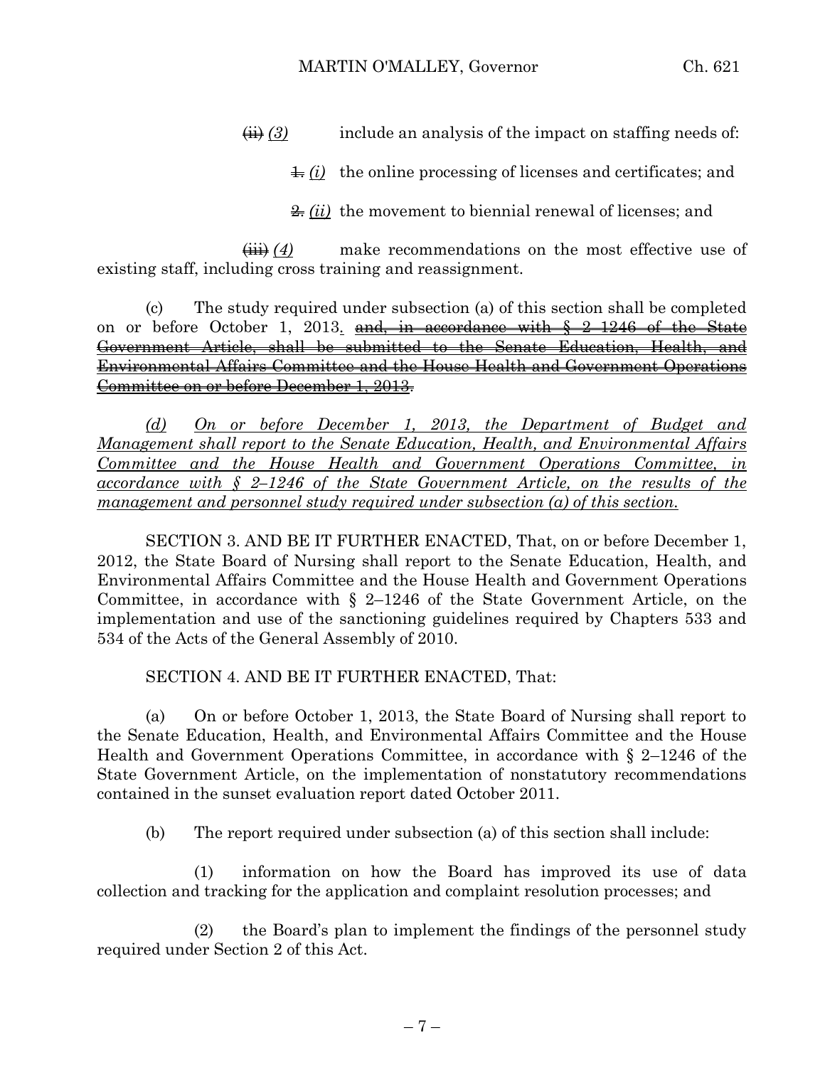~~(ii)~~ *(3)* include an analysis of the impact on staffing needs of:

~~1.~~ *(i)* the online processing of licenses and certificates; and

~~2.~~ *(ii)* the movement to biennial renewal of licenses; and

~~(iii)~~ *(4)* make recommendations on the most effective use of existing staff, including cross training and reassignment.

(c) The study required under subsection (a) of this section shall be completed on or before October 1, 2013*.* ~~and, in accordance with § 2–1246 of the State Government Article, shall be submitted to the Senate Education, Health, and Environmental Affairs Committee and the House Health and Government Operations Committee on or before December 1, 2013.~~

*(d) On or before December 1, 2013, the Department of Budget and Management shall report to the Senate Education, Health, and Environmental Affairs Committee and the House Health and Government Operations Committee, in accordance with § 2–1246 of the State Government Article, on the results of the management and personnel study required under subsection (a) of this section.*

SECTION 3. AND BE IT FURTHER ENACTED, That, on or before December 1, 2012, the State Board of Nursing shall report to the Senate Education, Health, and Environmental Affairs Committee and the House Health and Government Operations Committee, in accordance with § 2–1246 of the State Government Article, on the implementation and use of the sanctioning guidelines required by Chapters 533 and 534 of the Acts of the General Assembly of 2010.

SECTION 4. AND BE IT FURTHER ENACTED, That:

(a) On or before October 1, 2013, the State Board of Nursing shall report to the Senate Education, Health, and Environmental Affairs Committee and the House Health and Government Operations Committee, in accordance with § 2–1246 of the State Government Article, on the implementation of nonstatutory recommendations contained in the sunset evaluation report dated October 2011.

(b) The report required under subsection (a) of this section shall include:

(1) information on how the Board has improved its use of data collection and tracking for the application and complaint resolution processes; and

(2) the Board's plan to implement the findings of the personnel study required under Section 2 of this Act.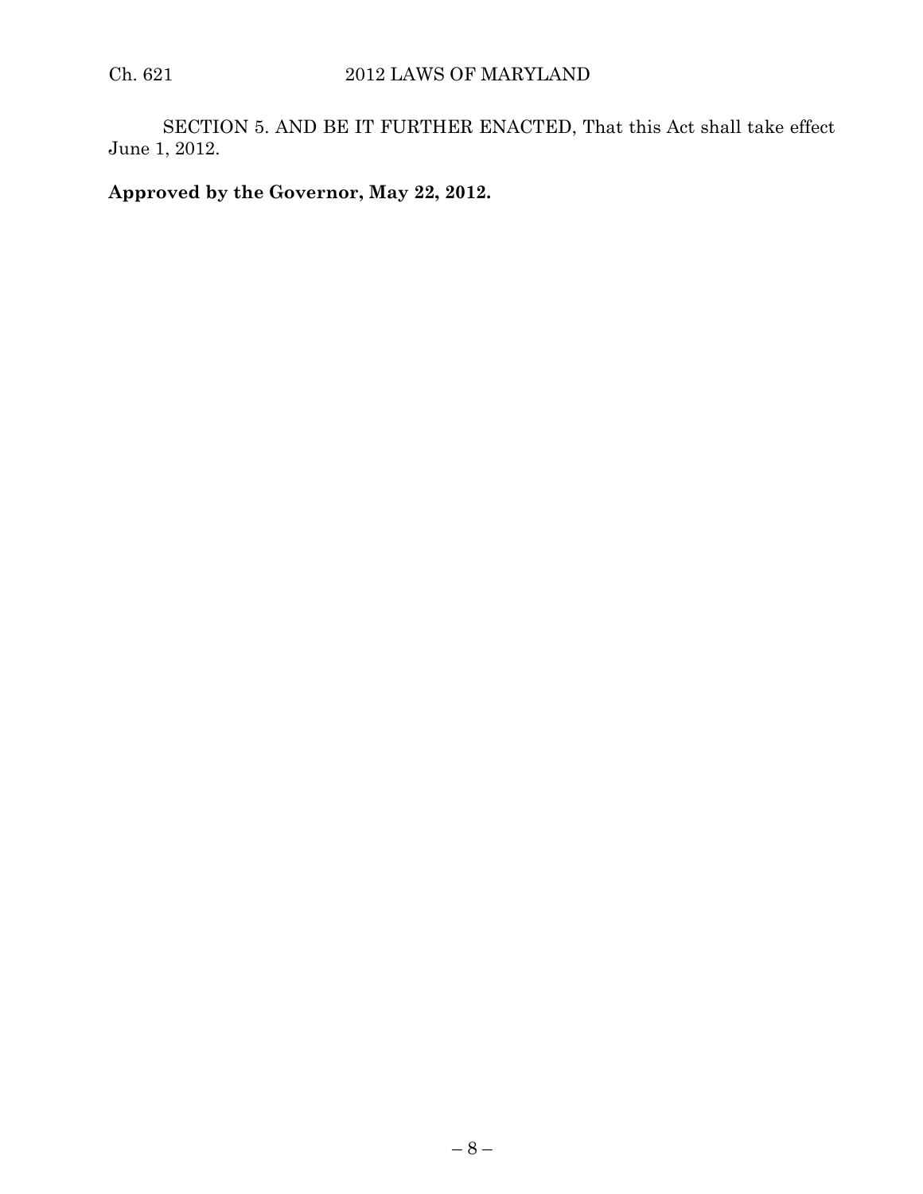SECTION 5. AND BE IT FURTHER ENACTED, That this Act shall take effect June 1, 2012.

**Approved by the Governor, May 22, 2012.**